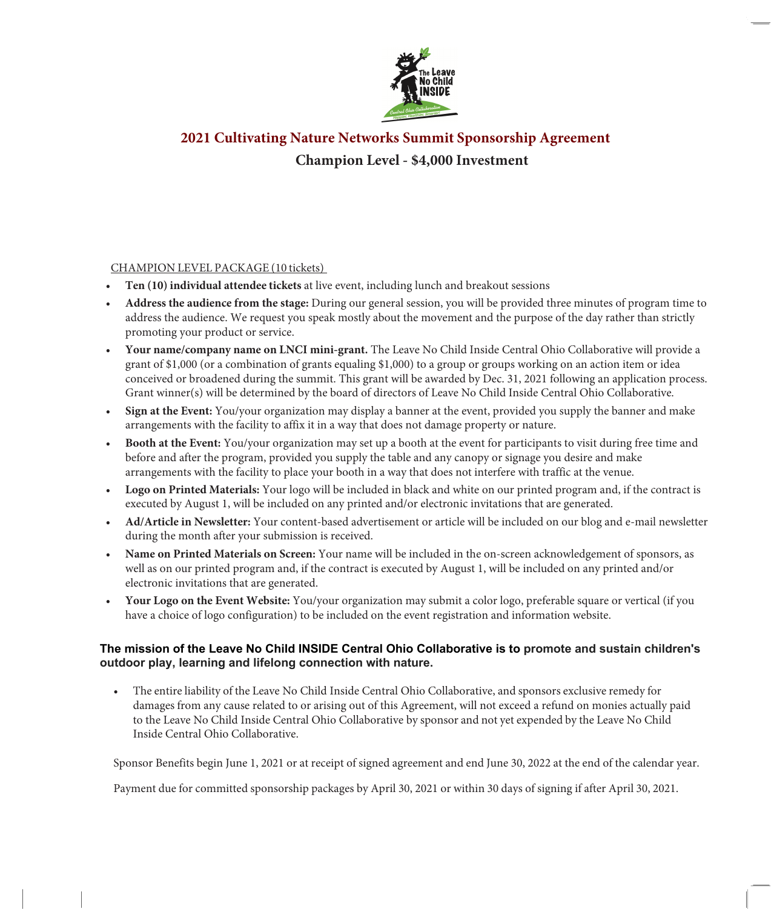# 2021 Cultivating Nature Networks Summit Sponsorship Agreement

## Champion Level - $4,000 Investment

CHAMPION LEVEL PACKAGE (10 tickets)

- **Ten (10) individual attendee tickets** at live event, including lunch and breakout sessions
- **Address the audience from the stage:** During our general session, you will be provided three minutes of program time to address the audience. We request you speak mostly about the movement and the purpose of the day rather than strictly promoting your product or service.
- **Your name/company name on LNCI mini-grant.** The Leave No Child Inside Central Ohio Collaborative will provide a grant of $1,000 (or a combination of grants equaling $1,000) to a group or groups working on an action item or idea conceived or broadened during the summit. This grant will be awarded by Dec. 31, 2021 following an application process. Grant winner(s) will be determined by the board of directors of Leave No Child Inside Central Ohio Collaborative.
- **Sign at the Event:** You/your organization may display a banner at the event, provided you supply the banner and make arrangements with the facility to affix it in a way that does not damage property or nature.
- **Booth at the Event:** You/your organization may set up a booth at the event for participants to visit during free time and before and after the program, provided you supply the table and any canopy or signage you desire and make arrangements with the facility to place your booth in a way that does not interfere with traffic at the venue.
- **Logo on Printed Materials:** Your logo will be included in black and white on our printed program and, if the contract is executed by August 1, will be included on any printed and/or electronic invitations that are generated.
- **Ad/Article in Newsletter:** Your content-based advertisement or article will be included on our blog and e-mail newsletter during the month after your submission is received.
- **Name on Printed Materials on Screen:** Your name will be included in the on-screen acknowledgement of sponsors, as well as on our printed program and, if the contract is executed by August 1, will be included on any printed and/or electronic invitations that are generated.
- **Your Logo on the Event Website:** You/your organization may submit a color logo, preferable square or vertical (if you have a choice of logo configuration) to be included on the event registration and information website.

**The mission of the Leave No Child INSIDE Central Ohio Collaborative is to promote and sustain children's outdoor play, learning and lifelong connection with nature.**

- The entire liability of the Leave No Child Inside Central Ohio Collaborative, and sponsors exclusive remedy for damages from any cause related to or arising out of this Agreement, will not exceed a refund on monies actually paid to the Leave No Child Inside Central Ohio Collaborative by sponsor and not yet expended by the Leave No Child Inside Central Ohio Collaborative.

Sponsor Benefits begin June 1, 2021 or at receipt of signed agreement and end June 30, 2022 at the end of the calendar year.

Payment due for committed sponsorship packages by April 30, 2021 or within 30 days of signing if after April 30, 2021.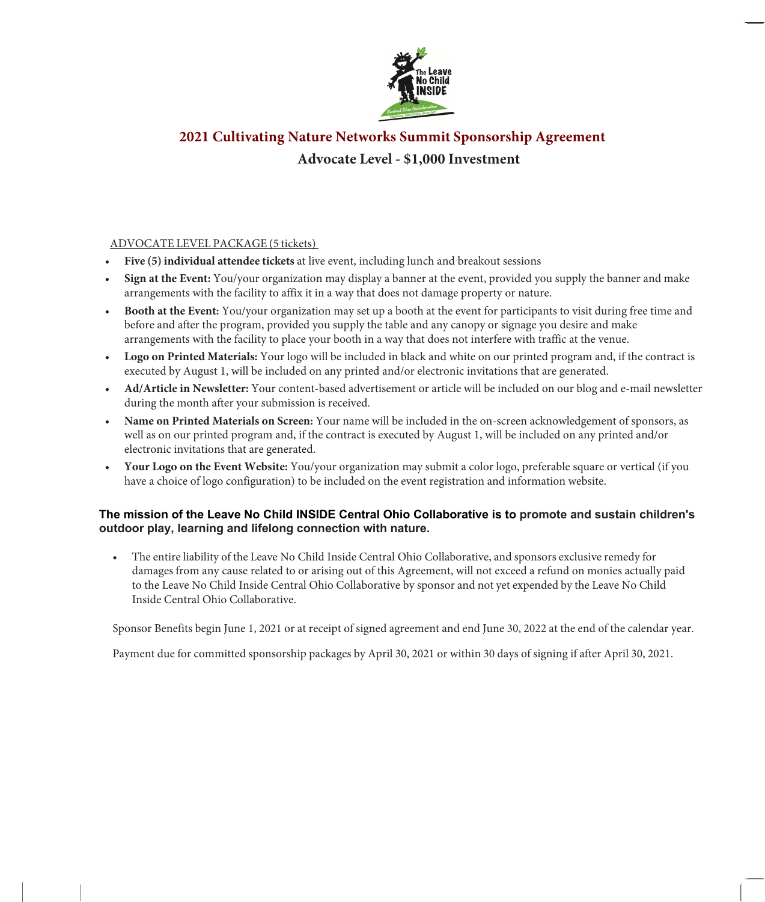# 2021 Cultivating Nature Networks Summit Sponsorship Agreement

## Advocate Level - $1,000 Investment

ADVOCATE LEVEL PACKAGE (5 tickets)

- **Five (5) individual attendee tickets** at live event, including lunch and breakout sessions
- **Sign at the Event:** You/your organization may display a banner at the event, provided you supply the banner and make arrangements with the facility to affix it in a way that does not damage property or nature.
- **Booth at the Event:** You/your organization may set up a booth at the event for participants to visit during free time and before and after the program, provided you supply the table and any canopy or signage you desire and make arrangements with the facility to place your booth in a way that does not interfere with traffic at the venue.
- **Logo on Printed Materials:** Your logo will be included in black and white on our printed program and, if the contract is executed by August 1, will be included on any printed and/or electronic invitations that are generated.
- **Ad/Article in Newsletter:** Your content-based advertisement or article will be included on our blog and e-mail newsletter during the month after your submission is received.
- **Name on Printed Materials on Screen:** Your name will be included in the on-screen acknowledgement of sponsors, as well as on our printed program and, if the contract is executed by August 1, will be included on any printed and/or electronic invitations that are generated.
- **Your Logo on the Event Website:** You/your organization may submit a color logo, preferable square or vertical (if you have a choice of logo configuration) to be included on the event registration and information website.

**The mission of the Leave No Child INSIDE Central Ohio Collaborative is to promote and sustain children's outdoor play, learning and lifelong connection with nature.**

- The entire liability of the Leave No Child Inside Central Ohio Collaborative, and sponsors exclusive remedy for damages from any cause related to or arising out of this Agreement, will not exceed a refund on monies actually paid to the Leave No Child Inside Central Ohio Collaborative by sponsor and not yet expended by the Leave No Child Inside Central Ohio Collaborative.

Sponsor Benefits begin June 1, 2021 or at receipt of signed agreement and end June 30, 2022 at the end of the calendar year.

Payment due for committed sponsorship packages by April 30, 2021 or within 30 days of signing if after April 30, 2021.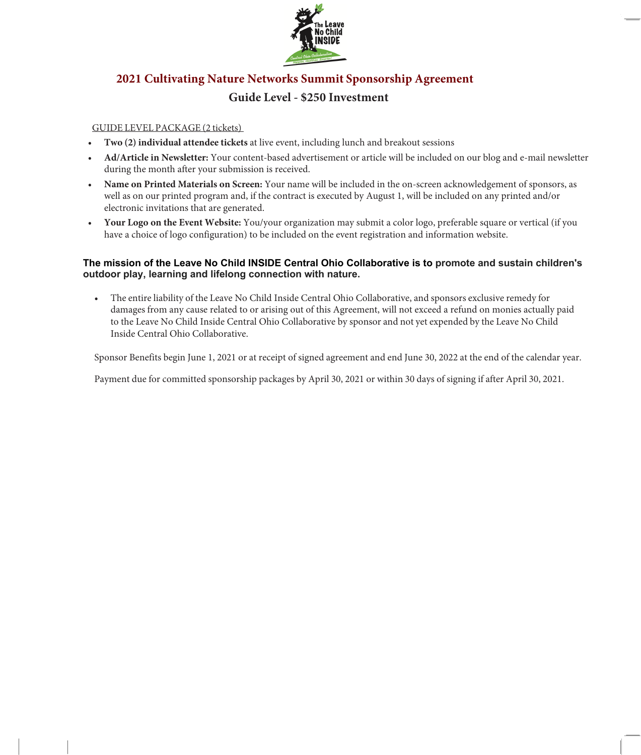# 2021 Cultivating Nature Networks Summit Sponsorship Agreement

## Guide Level - $250 Investment

GUIDE LEVEL PACKAGE (2 tickets)

- **Two (2) individual attendee tickets** at live event, including lunch and breakout sessions
- **Ad/Article in Newsletter:** Your content-based advertisement or article will be included on our blog and e-mail newsletter during the month after your submission is received.
- **Name on Printed Materials on Screen:** Your name will be included in the on-screen acknowledgement of sponsors, as well as on our printed program and, if the contract is executed by August 1, will be included on any printed and/or electronic invitations that are generated.
- **Your Logo on the Event Website:** You/your organization may submit a color logo, preferable square or vertical (if you have a choice of logo configuration) to be included on the event registration and information website.

**The mission of the Leave No Child INSIDE Central Ohio Collaborative is to promote and sustain children's outdoor play, learning and lifelong connection with nature.**

- The entire liability of the Leave No Child Inside Central Ohio Collaborative, and sponsors exclusive remedy for damages from any cause related to or arising out of this Agreement, will not exceed a refund on monies actually paid to the Leave No Child Inside Central Ohio Collaborative by sponsor and not yet expended by the Leave No Child Inside Central Ohio Collaborative.

Sponsor Benefits begin June 1, 2021 or at receipt of signed agreement and end June 30, 2022 at the end of the calendar year.

Payment due for committed sponsorship packages by April 30, 2021 or within 30 days of signing if after April 30, 2021.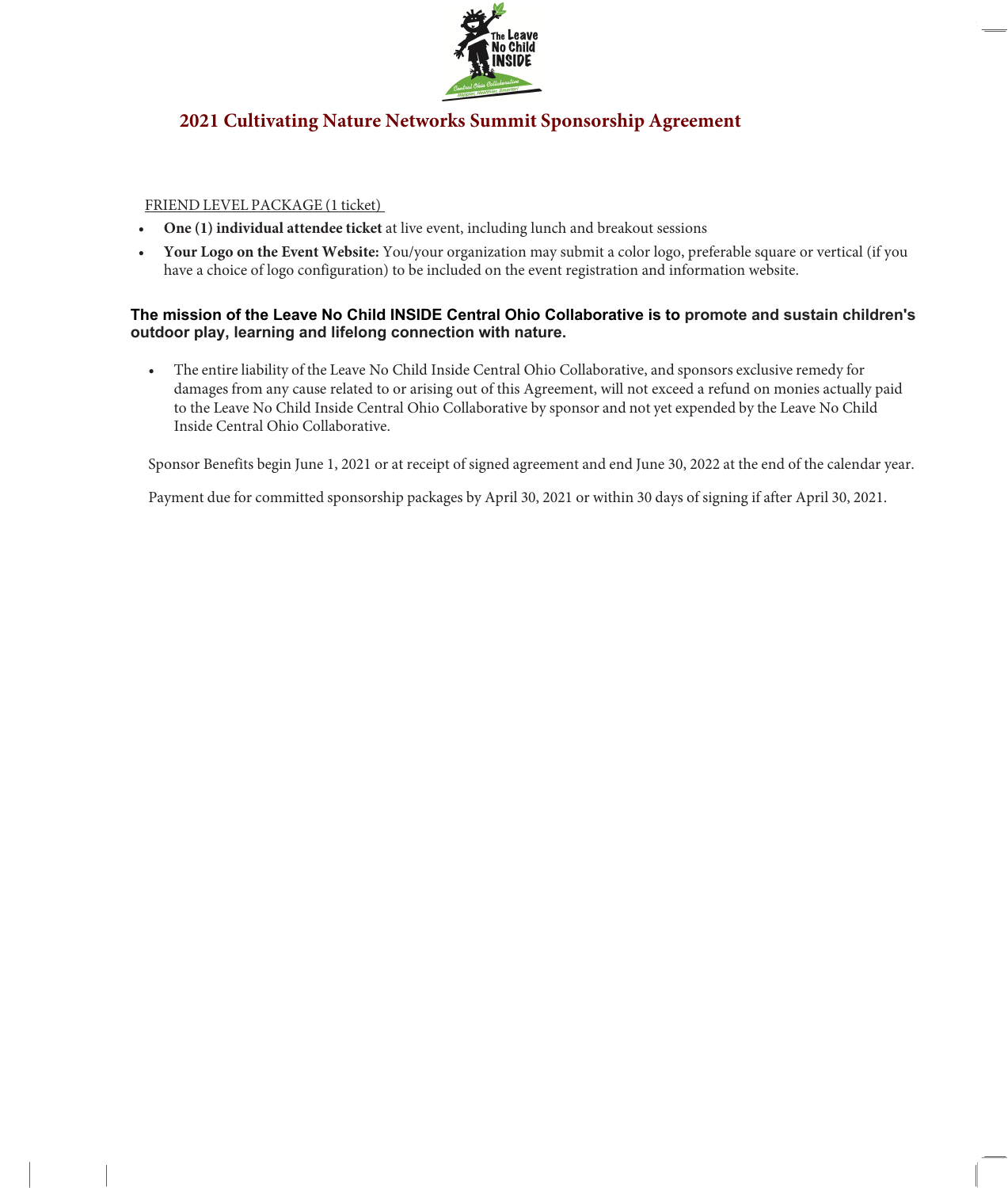# 2021 Cultivating Nature Networks Summit Sponsorship Agreement

FRIEND LEVEL PACKAGE (1 ticket)

- **One (1) individual attendee ticket** at live event, including lunch and breakout sessions
- **Your Logo on the Event Website:** You/your organization may submit a color logo, preferable square or vertical (if you have a choice of logo configuration) to be included on the event registration and information website.

**The mission of the Leave No Child INSIDE Central Ohio Collaborative is to promote and sustain children's outdoor play, learning and lifelong connection with nature.**

- The entire liability of the Leave No Child Inside Central Ohio Collaborative, and sponsors exclusive remedy for damages from any cause related to or arising out of this Agreement, will not exceed a refund on monies actually paid to the Leave No Child Inside Central Ohio Collaborative by sponsor and not yet expended by the Leave No Child Inside Central Ohio Collaborative.

Sponsor Benefits begin June 1, 2021 or at receipt of signed agreement and end June 30, 2022 at the end of the calendar year.

Payment due for committed sponsorship packages by April 30, 2021 or within 30 days of signing if after April 30, 2021.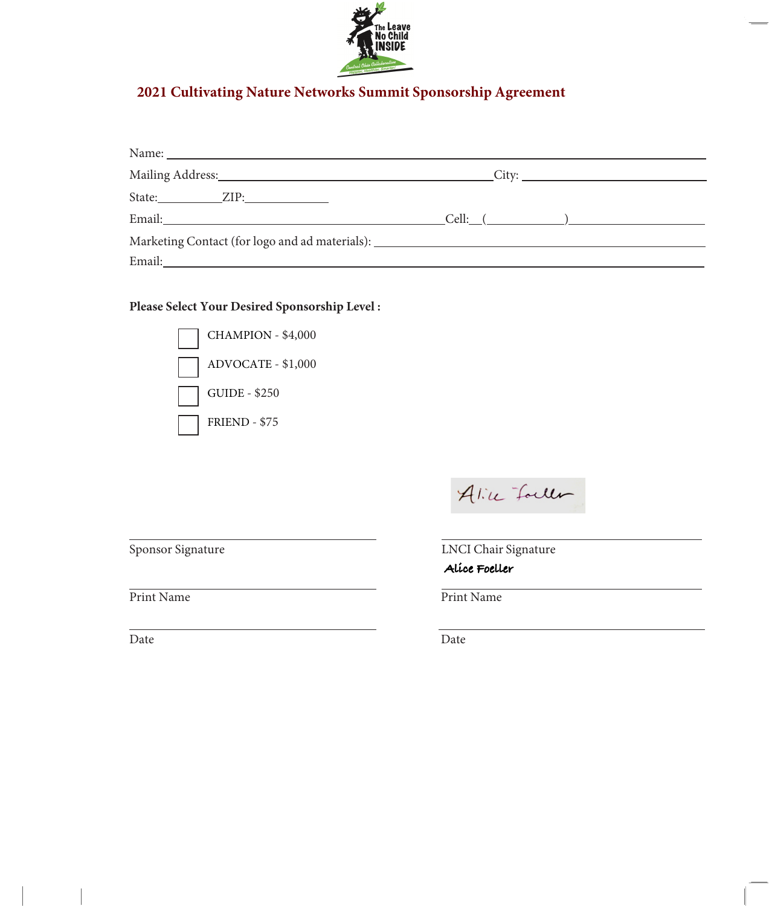## 2021 Cultivating Nature Networks Summit Sponsorship Agreement

Name: ______________________________________________

Mailing Address: ______________________ City: ______________

State: ________ ZIP: __________

Email: ______________________ Cell: ( __________ ) __________

Marketing Contact (for logo and ad materials): ______________________

Email: ______________________________________________

**Please Select Your Desired Sponsorship Level :**

- ☐ CHAMPION - $4,000
- ☐ ADVOCATE - $1,000
- ☐ GUIDE - $250
- ☐ FRIEND - $75

| | |
|---|---|
| ______________________ | Alice Foeller |
| Sponsor Signature | LNCI Chair Signature |
| ______________________ | Alice Foeller |
| Print Name | Print Name |
| ______________________ | ______________________ |
| Date | Date |